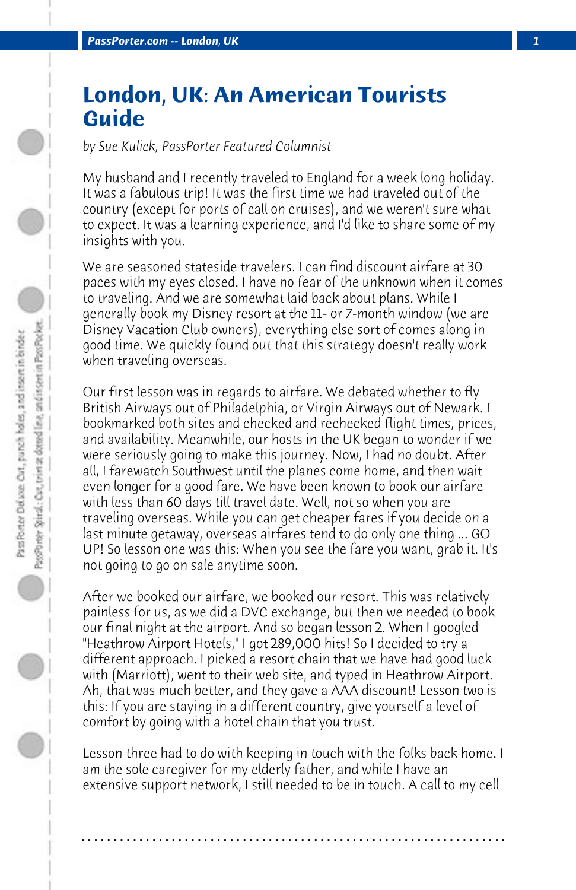# London, UK: An American Tourists Guide

*by Sue Kulick, PassPorter Featured Columnist*

My husband and I recently traveled to England for a week long holiday. It was a fabulous trip! It was the first time we had traveled out of the country (except for ports of call on cruises), and we weren't sure what to expect. It was a learning experience, and I'd like to share some of my insights with you.

We are seasoned stateside travelers. I can find discount airfare at 30 paces with my eyes closed. I have no fear of the unknown when it comes to traveling. And we are somewhat laid back about plans. While I generally book my Disney resort at the 11- or 7-month window (we are Disney Vacation Club owners), everything else sort of comes along in good time. We quickly found out that this strategy doesn't really work when traveling overseas.

Our first lesson was in regards to airfare. We debated whether to fly British Airways out of Philadelphia, or Virgin Airways out of Newark. I bookmarked both sites and checked and rechecked flight times, prices, and availability. Meanwhile, our hosts in the UK began to wonder if we were seriously going to make this journey. Now, I had no doubt. After all, I farewatch Southwest until the planes come home, and then wait even longer for a good fare. We have been known to book our airfare with less than 60 days till travel date. Well, not so when you are traveling overseas. While you can get cheaper fares if you decide on a last minute getaway, overseas airfares tend to do only one thing ... GO UP! So lesson one was this: When you see the fare you want, grab it. It's not going to go on sale anytime soon.

After we booked our airfare, we booked our resort. This was relatively painless for us, as we did a DVC exchange, but then we needed to book our final night at the airport. And so began lesson 2. When I googled "Heathrow Airport Hotels," I got 289,000 hits! So I decided to try a different approach. I picked a resort chain that we have had good luck with (Marriott), went to their web site, and typed in Heathrow Airport. Ah, that was much better, and they gave a AAA discount! Lesson two is this: If you are staying in a different country, give yourself a level of comfort by going with a hotel chain that you trust.

Lesson three had to do with keeping in touch with the folks back home. I am the sole caregiver for my elderly father, and while I have an extensive support network, I still needed to be in touch. A call to my cell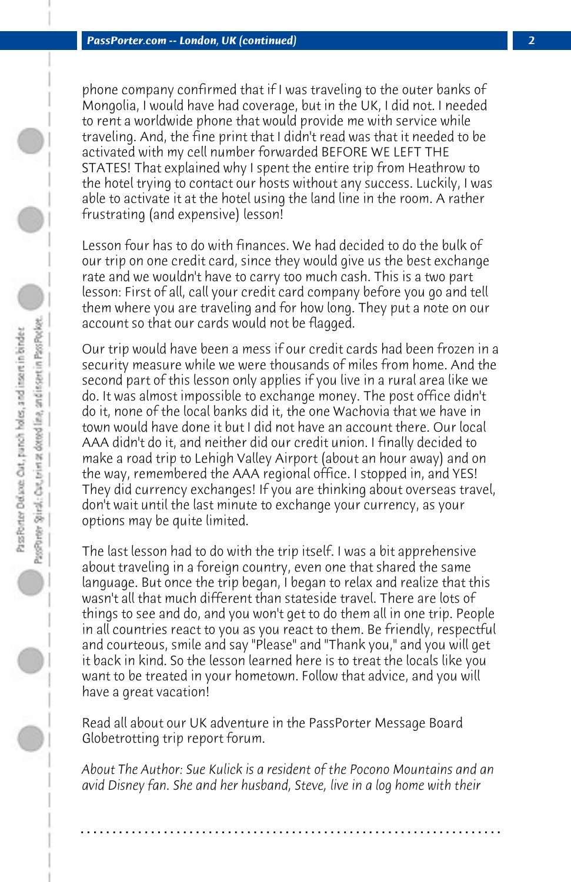phone company confirmed that if I was traveling to the outer banks of Mongolia, I would have had coverage, but in the UK, I did not. I needed to rent a worldwide phone that would provide me with service while traveling. And, the fine print that I didn't read was that it needed to be activated with my cell number forwarded BEFORE WE LEFT THE STATES! That explained why I spent the entire trip from Heathrow to the hotel trying to contact our hosts without any success. Luckily, I was able to activate it at the hotel using the land line in the room. A rather frustrating (and expensive) lesson!

Lesson four has to do with finances. We had decided to do the bulk of our trip on one credit card, since they would give us the best exchange rate and we wouldn't have to carry too much cash. This is a two part lesson: First of all, call your credit card company before you go and tell them where you are traveling and for how long. They put a note on our account so that our cards would not be flagged.

Our trip would have been a mess if our credit cards had been frozen in a security measure while we were thousands of miles from home. And the second part of this lesson only applies if you live in a rural area like we do. It was almost impossible to exchange money. The post office didn't do it, none of the local banks did it, the one Wachovia that we have in town would have done it but I did not have an account there. Our local AAA didn't do it, and neither did our credit union. I finally decided to make a road trip to Lehigh Valley Airport (about an hour away) and on the way, remembered the AAA regional office. I stopped in, and YES! They did currency exchanges! If you are thinking about overseas travel, don't wait until the last minute to exchange your currency, as your options may be quite limited.

The last lesson had to do with the trip itself. I was a bit apprehensive about traveling in a foreign country, even one that shared the same language. But once the trip began, I began to relax and realize that this wasn't all that much different than stateside travel. There are lots of things to see and do, and you won't get to do them all in one trip. People in all countries react to you as you react to them. Be friendly, respectful and courteous, smile and say "Please" and "Thank you," and you will get it back in kind. So the lesson learned here is to treat the locals like you want to be treated in your hometown. Follow that advice, and you will have a great vacation!

Read all about our UK adventure in the PassPorter Message Board Globetrotting trip report forum.

*About The Author: Sue Kulick is a resident of the Pocono Mountains and an avid Disney fan. She and her husband, Steve, live in a log home with their*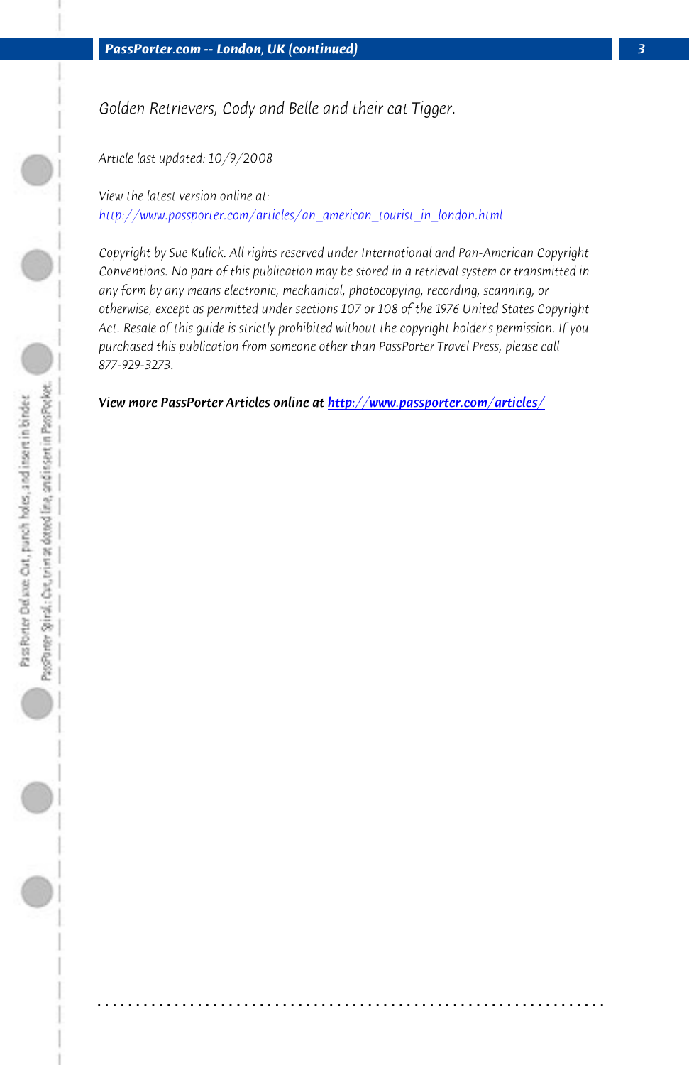*Golden Retrievers, Cody and Belle and their cat Tigger.*

*Article last updated: 10/9/2008*

*View the latest version online at:*
*http://www.passporter.com/articles/an_american_tourist_in_london.html*

*Copyright by Sue Kulick. All rights reserved under International and Pan-American Copyright Conventions. No part of this publication may be stored in a retrieval system or transmitted in any form by any means electronic, mechanical, photocopying, recording, scanning, or otherwise, except as permitted under sections 107 or 108 of the 1976 United States Copyright Act. Resale of this guide is strictly prohibited without the copyright holder's permission. If you purchased this publication from someone other than PassPorter Travel Press, please call 877-929-3273.*

***View more PassPorter Articles online at http://www.passporter.com/articles/***